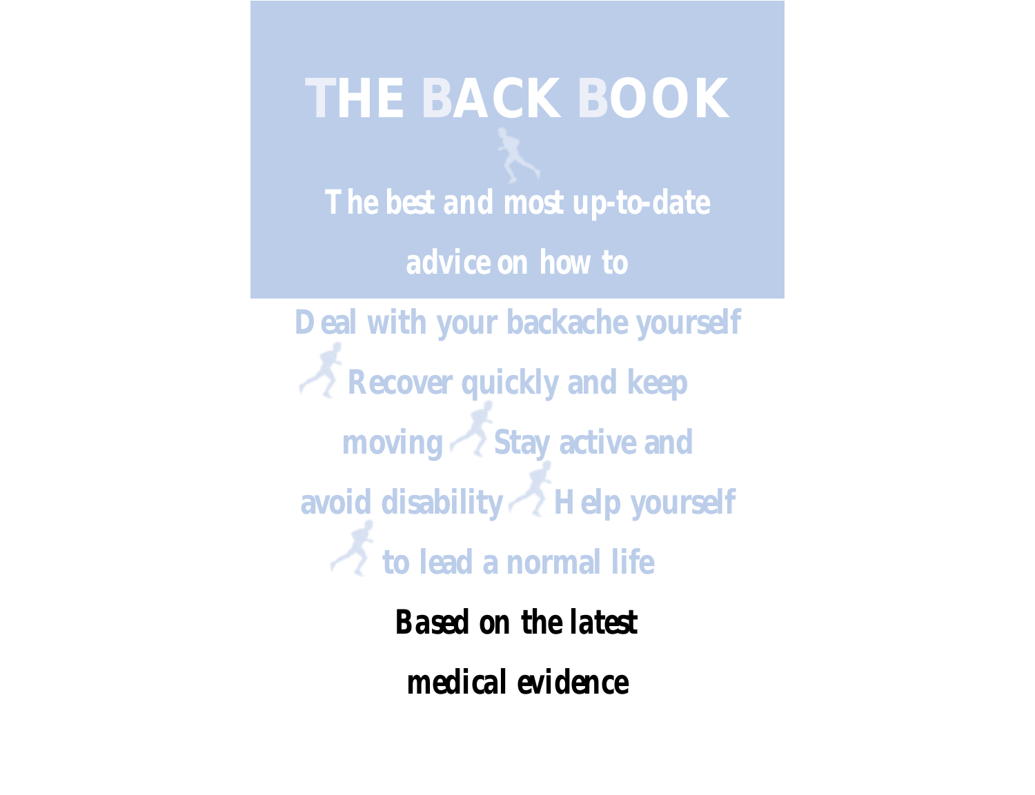# THE BACK BOOK

**The best and most up-to-date advice on how to**

**Deal with your backache yourself**

**Recover quickly and keep moving**

**Stay active and avoid disability**

**Help yourself to lead a normal life**

***Based on the latest medical evidence***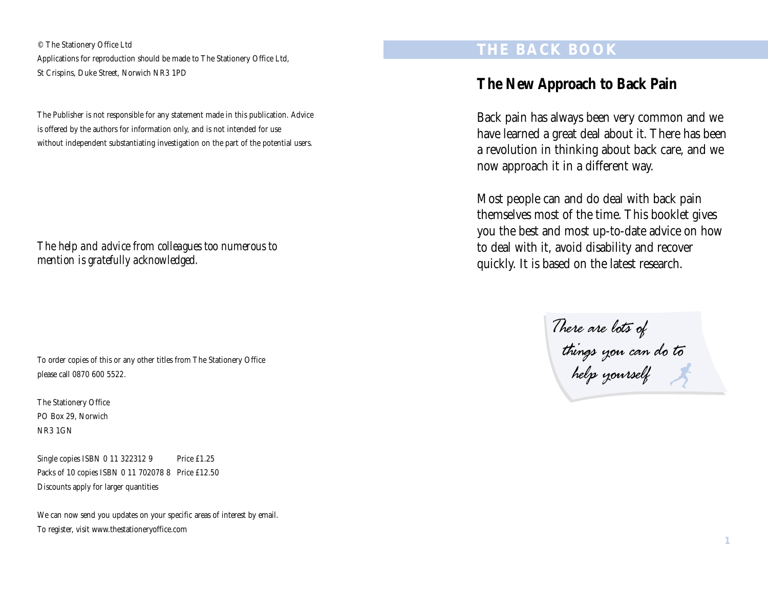© The Stationery Office Ltd

Applications for reproduction should be made to The Stationery Office Ltd, St Crispins, Duke Street, Norwich NR3 1PD

The Publisher is not responsible for any statement made in this publication. Advice is offered by the authors for information only, and is not intended for use without independent substantiating investigation on the part of the potential users.

*The help and advice from colleagues too numerous to mention is gratefully acknowledged.*

To order copies of this or any other titles from The Stationery Office please call 0870 600 5522.

The Stationery Office
PO Box 29, Norwich
NR3 1GN

Single copies ISBN 0 11 322312 9 Price £1.25
Packs of 10 copies ISBN 0 11 702078 8 Price £12.50
Discounts apply for larger quantities

We can now send you updates on your specific areas of interest by email.
To register, visit www.thestationeryoffice.com

# THE BACK BOOK

## The New Approach to Back Pain

Back pain has always been very common and we have learned a great deal about it. There has been a revolution in thinking about back care, and we now approach it in a different way.

Most people can and do deal with back pain themselves most of the time. This booklet gives you the best and most up-to-date advice on how to deal with it, avoid disability and recover quickly. It is based on the latest research.

*There are lots of things you can do to help yourself*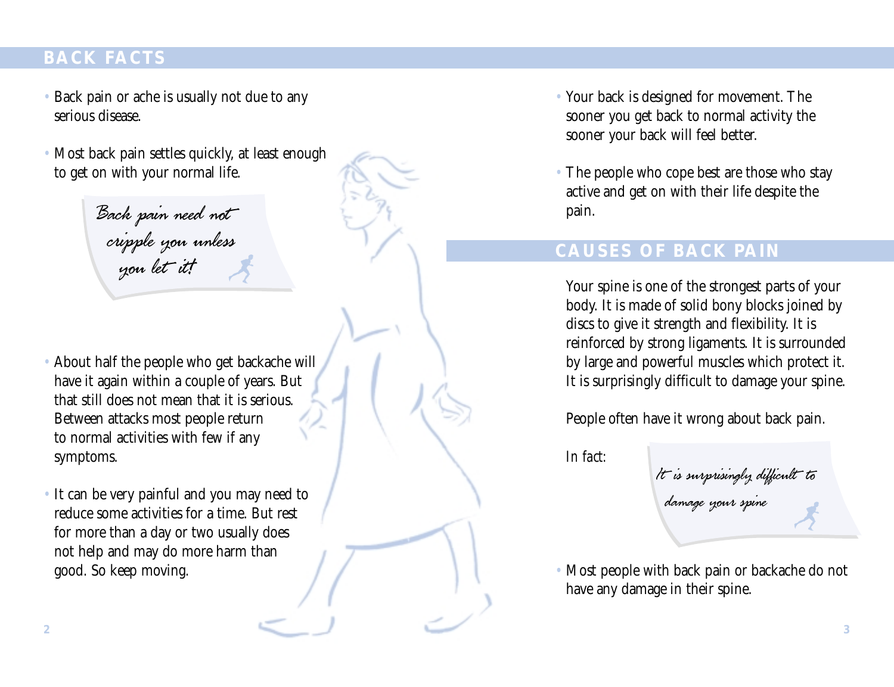## BACK FACTS

- Back pain or ache is usually not due to any serious disease.
- Most back pain settles quickly, at least enough to get on with your normal life.

*Back pain need not cripple you unless you let it!*

- About half the people who get backache will have it again within a couple of years. But that still does not mean that it is serious. Between attacks most people return to normal activities with few if any symptoms.
- It can be very painful and you may need to reduce some activities for a time. But rest for more than a day or two usually does not help and may do more harm than good. So keep moving.
- Your back is designed for movement. The sooner you get back to normal activity the sooner your back will feel better.
- The people who cope best are those who stay active and get on with their life despite the pain.

## CAUSES OF BACK PAIN

Your spine is one of the strongest parts of your body. It is made of solid bony blocks joined by discs to give it strength and flexibility. It is reinforced by strong ligaments. It is surrounded by large and powerful muscles which protect it. It is surprisingly difficult to damage your spine.

People often have it wrong about back pain.

In fact:

*It is surprisingly difficult to damage your spine*

- Most people with back pain or backache do not have any damage in their spine.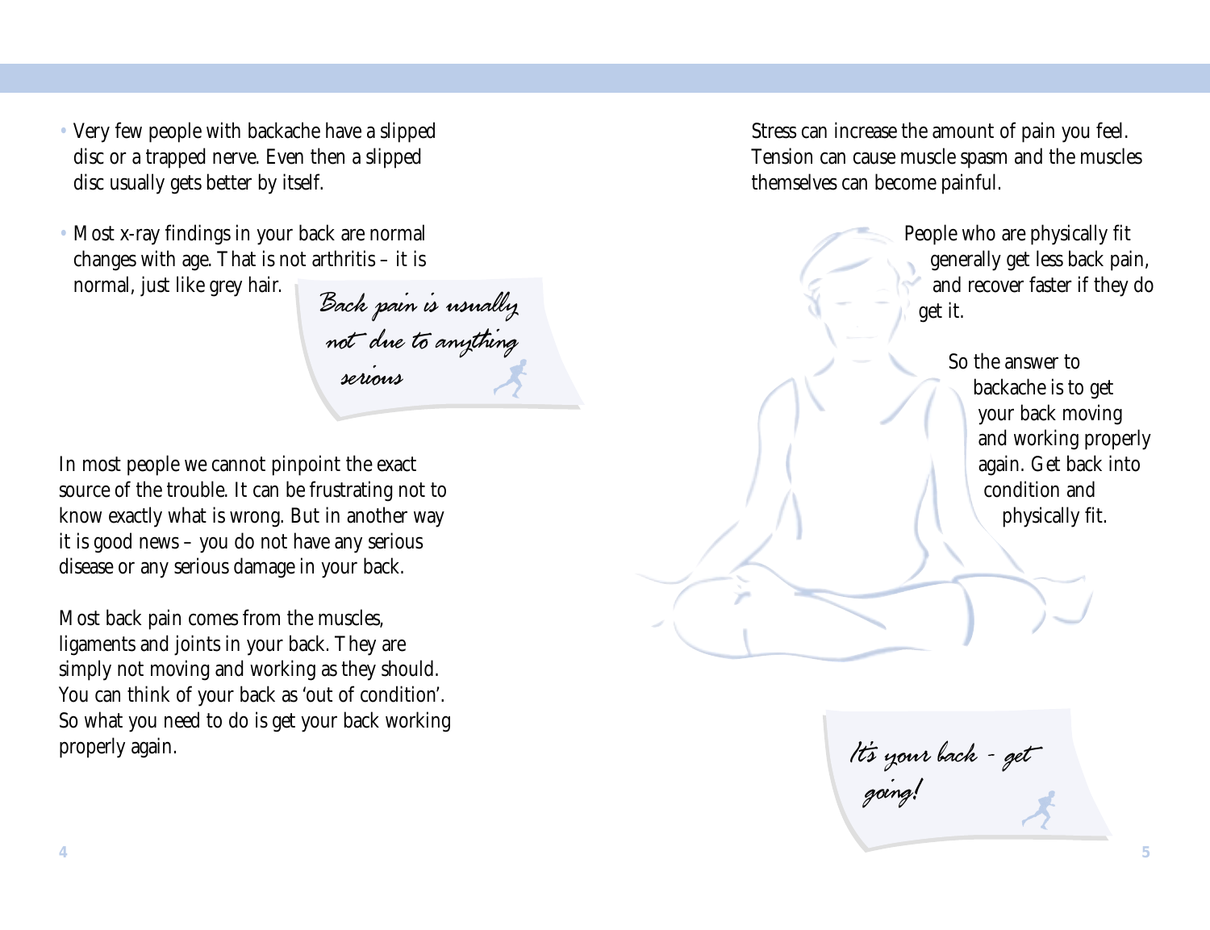- Very few people with backache have a slipped disc or a trapped nerve. Even then a slipped disc usually gets better by itself.
- Most x-ray findings in your back are normal changes with age. That is not arthritis – it is normal, just like grey hair.

*Back pain is usually not due to anything serious*

In most people we cannot pinpoint the exact source of the trouble. It can be frustrating not to know exactly what is wrong. But in another way it is good news – you do not have any serious disease or any serious damage in your back.

Most back pain comes from the muscles, ligaments and joints in your back. They are simply not moving and working as they should. You can think of your back as 'out of condition'. So what you need to do is get your back working properly again.

Stress can increase the amount of pain you feel. Tension can cause muscle spasm and the muscles themselves can become painful.

People who are physically fit generally get less back pain, and recover faster if they do get it.

So the answer to backache is to get your back moving and working properly again. Get back into condition and physically fit.

*It's your back - get going!*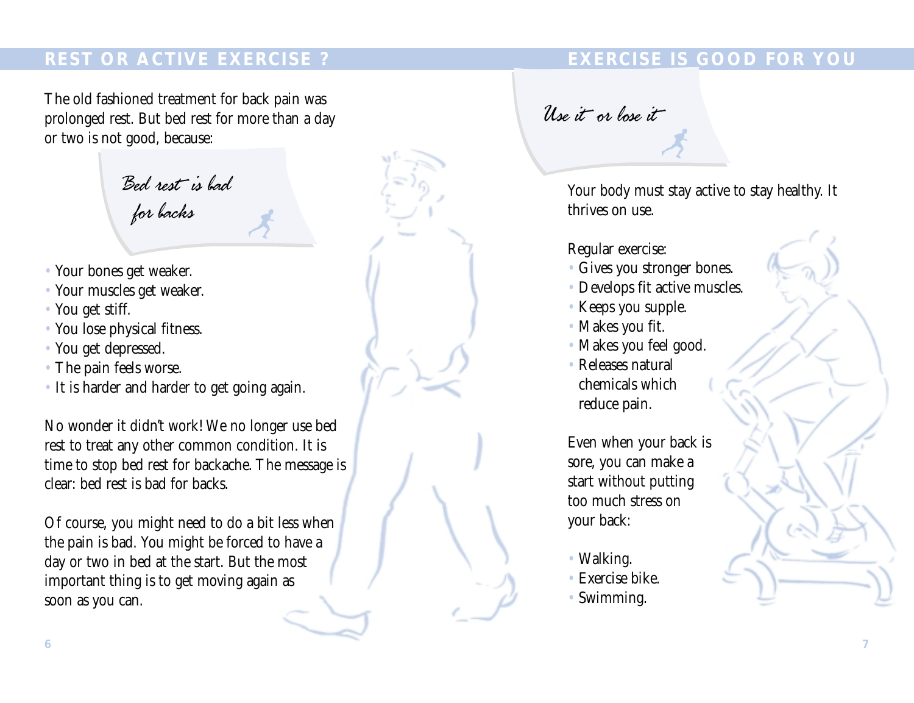## REST OR ACTIVE EXERCISE ?

The old fashioned treatment for back pain was prolonged rest. But bed rest for more than a day or two is not good, because:

*Bed rest is bad for backs*

- Your bones get weaker.
- Your muscles get weaker.
- You get stiff.
- You lose physical fitness.
- You get depressed.
- The pain feels worse.
- It is harder and harder to get going again.

No wonder it didn't work! We no longer use bed rest to treat any other common condition. It is time to stop bed rest for backache. The message is clear: bed rest is bad for backs.

Of course, you might need to do a bit less when the pain is bad. You might be forced to have a day or two in bed at the start. But the most important thing is to get moving again as soon as you can.

## EXERCISE IS GOOD FOR YOU

*Use it or lose it*

Your body must stay active to stay healthy. It thrives on use.

Regular exercise:

- Gives you stronger bones.
- Develops fit active muscles.
- Keeps you supple.
- Makes you fit.
- Makes you feel good.
- Releases natural chemicals which reduce pain.

Even when your back is sore, you can make a start without putting too much stress on your back:

- Walking.
- Exercise bike.
- Swimming.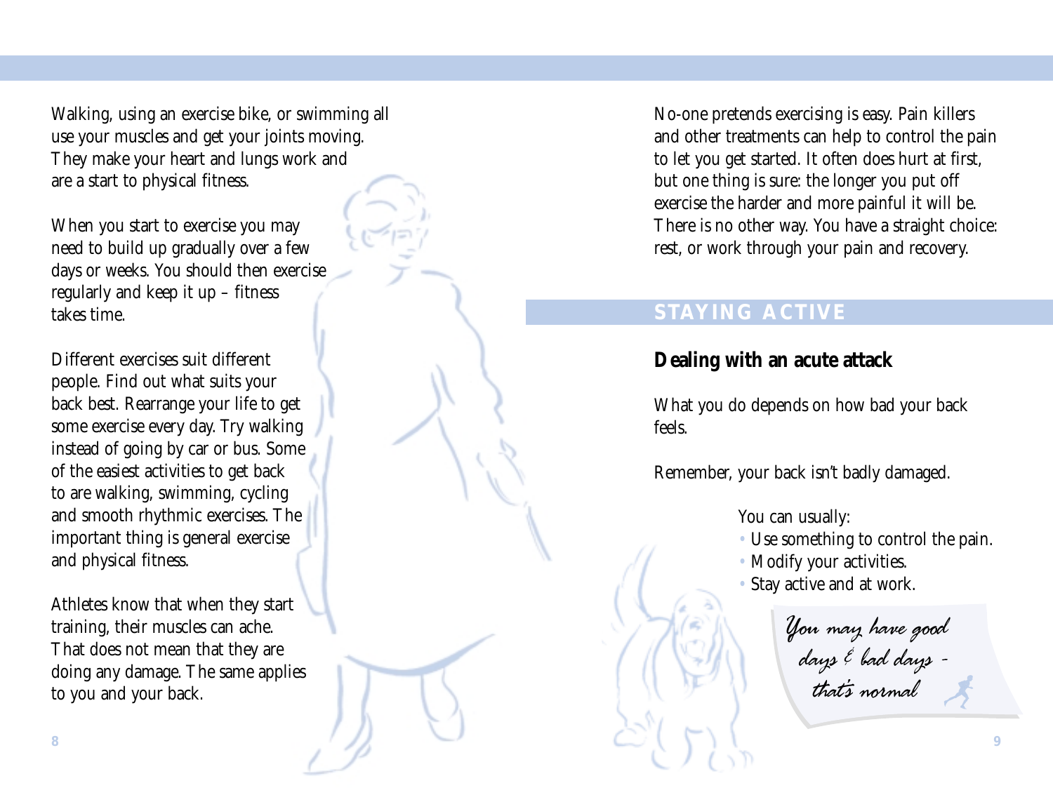Walking, using an exercise bike, or swimming all use your muscles and get your joints moving. They make your heart and lungs work and are a start to physical fitness.

When you start to exercise you may need to build up gradually over a few days or weeks. You should then exercise regularly and keep it up – fitness takes time.

Different exercises suit different people. Find out what suits your back best. Rearrange your life to get some exercise every day. Try walking instead of going by car or bus. Some of the easiest activities to get back to are walking, swimming, cycling and smooth rhythmic exercises. The important thing is general exercise and physical fitness.

Athletes know that when they start training, their muscles can ache. That does not mean that they are doing any damage. The same applies to you and your back.

No-one pretends exercising is easy. Pain killers and other treatments can help to control the pain to let you get started. It often does hurt at first, but one thing is sure: the longer you put off exercise the harder and more painful it will be. There is no other way. You have a straight choice: rest, or work through your pain and recovery.

## STAYING ACTIVE

### Dealing with an acute attack

What you do depends on how bad your back feels.

Remember, your back isn't badly damaged.

You can usually:

- Use something to control the pain.
- Modify your activities.
- Stay active and at work.

*You may have good days & bad days – that's normal*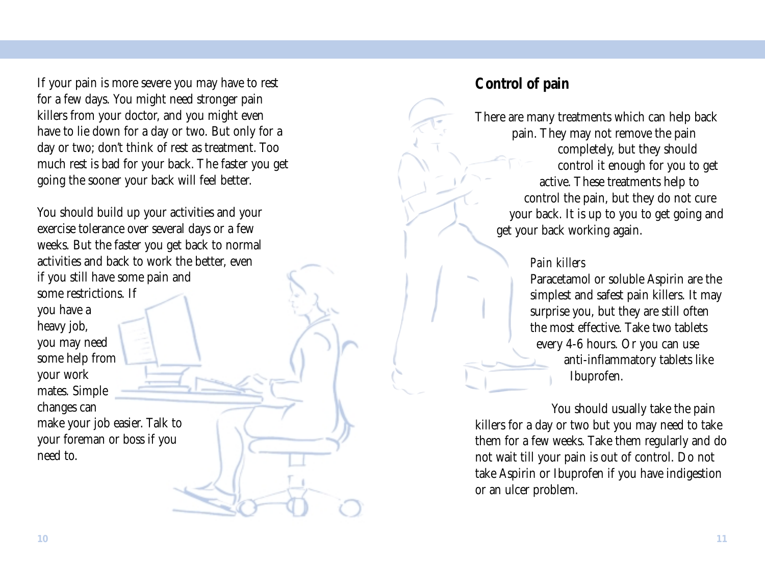If your pain is more severe you may have to rest for a few days. You might need stronger pain killers from your doctor, and you might even have to lie down for a day or two. But only for a day or two; don't think of rest as treatment. Too much rest is bad for your back. The faster you get going the sooner your back will feel better.

You should build up your activities and your exercise tolerance over several days or a few weeks. But the faster you get back to normal activities and back to work the better, even if you still have some pain and some restrictions. If you have a heavy job, you may need some help from your work mates. Simple changes can make your job easier. Talk to your foreman or boss if you need to.

## Control of pain

There are many treatments which can help back pain. They may not remove the pain completely, but they should control it enough for you to get active. These treatments help to control the pain, but they do not cure your back. It is up to you to get going and get your back working again.

*Pain killers*

Paracetamol or soluble Aspirin are the simplest and safest pain killers. It may surprise you, but they are still often the most effective. Take two tablets every 4-6 hours. Or you can use anti-inflammatory tablets like Ibuprofen.

You should usually take the pain killers for a day or two but you may need to take them for a few weeks. Take them regularly and do not wait till your pain is out of control. Do not take Aspirin or Ibuprofen if you have indigestion or an ulcer problem.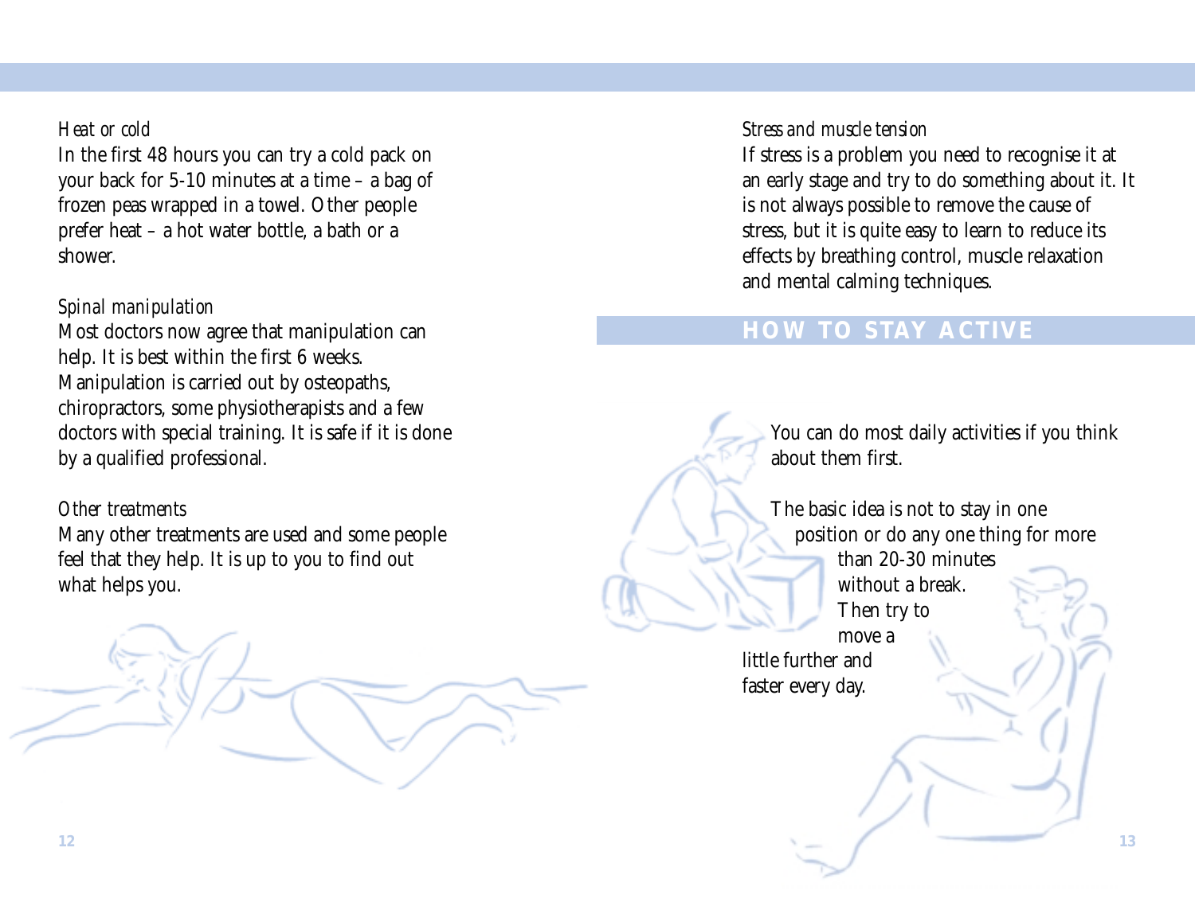*Heat or cold*

In the first 48 hours you can try a cold pack on your back for 5-10 minutes at a time – a bag of frozen peas wrapped in a towel. Other people prefer heat – a hot water bottle, a bath or a shower.

*Spinal manipulation*

Most doctors now agree that manipulation can help. It is best within the first 6 weeks. Manipulation is carried out by osteopaths, chiropractors, some physiotherapists and a few doctors with special training. It is safe if it is done by a qualified professional.

*Other treatments*

Many other treatments are used and some people feel that they help. It is up to you to find out what helps you.

*Stress and muscle tension*

If stress is a problem you need to recognise it at an early stage and try to do something about it. It is not always possible to remove the cause of stress, but it is quite easy to learn to reduce its effects by breathing control, muscle relaxation and mental calming techniques.

## HOW TO STAY ACTIVE

You can do most daily activities if you think about them first.

The basic idea is not to stay in one position or do any one thing for more than 20-30 minutes without a break. Then try to move a little further and faster every day.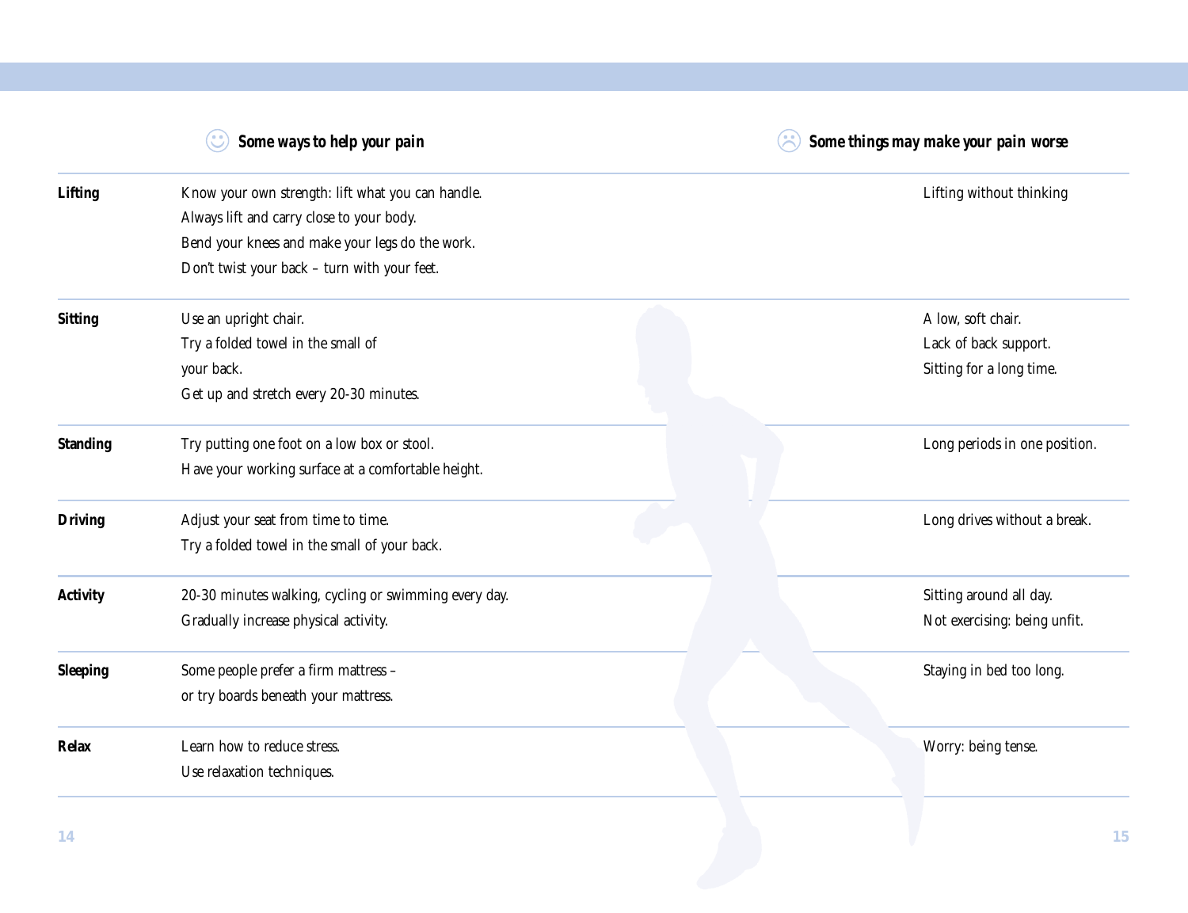| | Some ways to help your pain | Some things may make your pain worse |
|---|---|---|
| **Lifting** | Know your own strength: lift what you can handle.<br>Always lift and carry close to your body.<br>Bend your knees and make your legs do the work.<br>Don't twist your back – turn with your feet. | Lifting without thinking |
| **Sitting** | Use an upright chair.<br>Try a folded towel in the small of your back.<br>Get up and stretch every 20-30 minutes. | A low, soft chair.<br>Lack of back support.<br>Sitting for a long time. |
| **Standing** | Try putting one foot on a low box or stool.<br>Have your working surface at a comfortable height. | Long periods in one position. |
| **Driving** | Adjust your seat from time to time.<br>Try a folded towel in the small of your back. | Long drives without a break. |
| **Activity** | 20-30 minutes walking, cycling or swimming every day.<br>Gradually increase physical activity. | Sitting around all day.<br>Not exercising: being unfit. |
| **Sleeping** | Some people prefer a firm mattress – or try boards beneath your mattress. | Staying in bed too long. |
| **Relax** | Learn how to reduce stress.<br>Use relaxation techniques. | Worry: being tense. |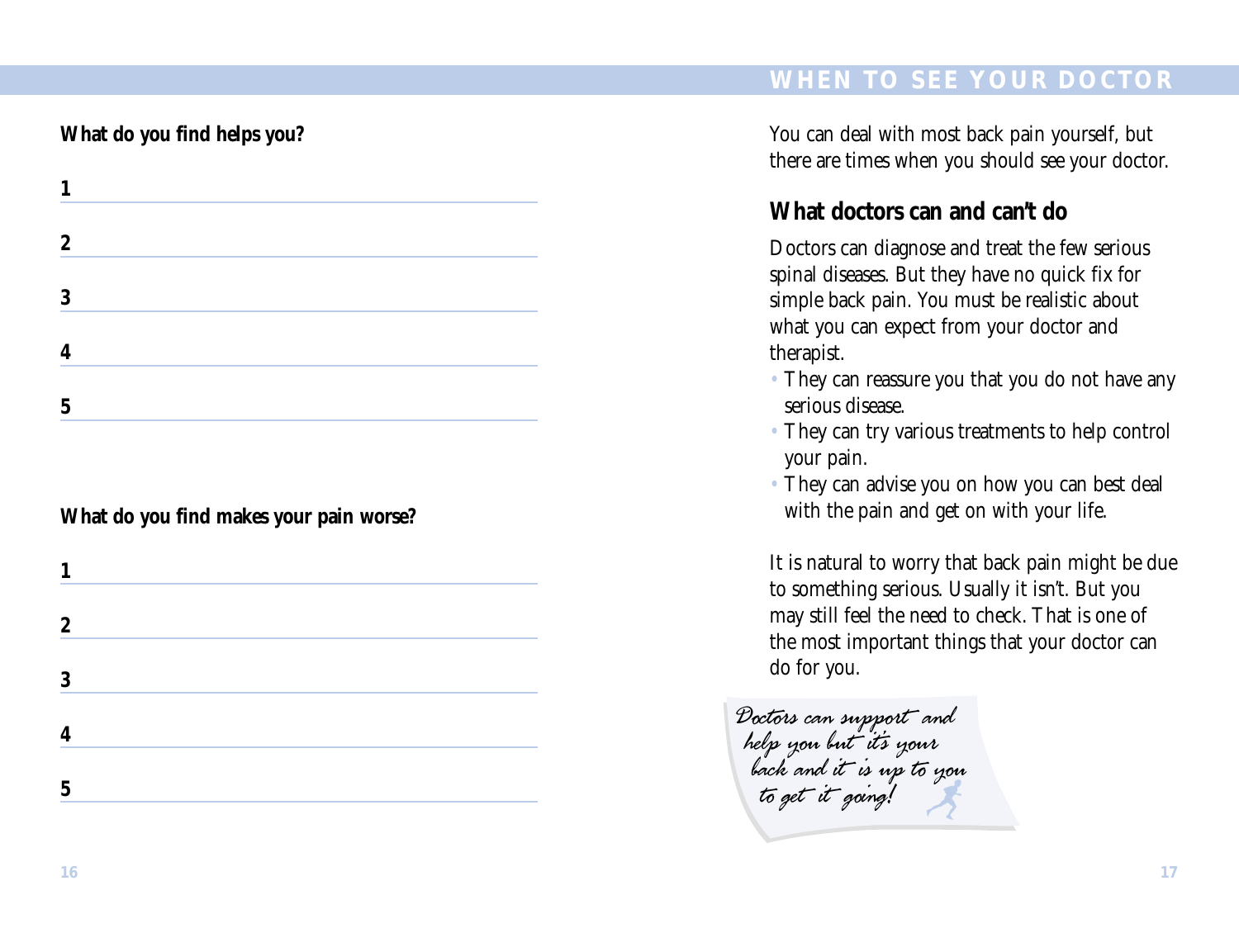**What do you find helps you?**

1 ______________________________

2 ______________________________

3 ______________________________

4 ______________________________

5 ______________________________

**What do you find makes your pain worse?**

1 ______________________________

2 ______________________________

3 ______________________________

4 ______________________________

5 ______________________________

# WHEN TO SEE YOUR DOCTOR

You can deal with most back pain yourself, but there are times when you should see your doctor.

## What doctors can and can't do

Doctors can diagnose and treat the few serious spinal diseases. But they have no quick fix for simple back pain. You must be realistic about what you can expect from your doctor and therapist.

- They can reassure you that you do not have any serious disease.
- They can try various treatments to help control your pain.
- They can advise you on how you can best deal with the pain and get on with your life.

It is natural to worry that back pain might be due to something serious. Usually it isn't. But you may still feel the need to check. That is one of the most important things that your doctor can do for you.

*Doctors can support and help you but it's your back and it is up to you to get it going!*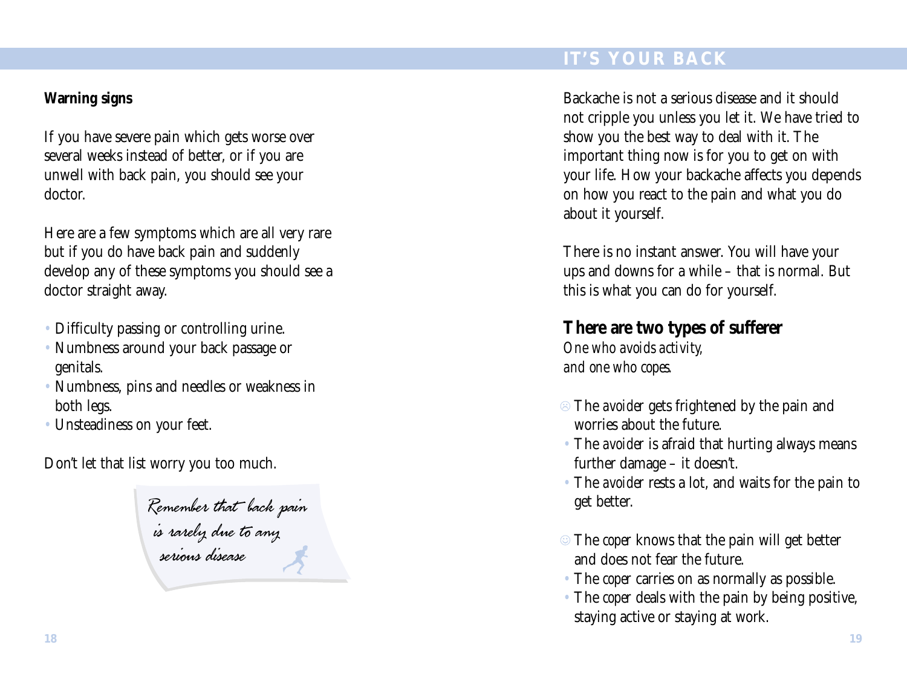**Warning signs**

If you have severe pain which gets worse over several weeks instead of better, or if you are unwell with back pain, you should see your doctor.

Here are a few symptoms which are all very rare but if you do have back pain and suddenly develop any of these symptoms you should see a doctor straight away.

- Difficulty passing or controlling urine.
- Numbness around your back passage or genitals.
- Numbness, pins and needles or weakness in both legs.
- Unsteadiness on your feet.

Don't let that list worry you too much.

*Remember that back pain is rarely due to any serious disease*

## IT'S YOUR BACK

Backache is not a serious disease and it should not cripple you unless you let it. We have tried to show you the best way to deal with it. The important thing now is for you to get on with your life. How your backache affects you depends on how you react to the pain and what you do about it yourself.

There is no instant answer. You will have your ups and downs for a while – that is normal. But this is what you can do for yourself.

### There are two types of sufferer

*One who avoids activity,*
*and one who copes.*

- ☹ The *avoider* gets frightened by the pain and worries about the future.
- The *avoider* is afraid that hurting always means further damage – it doesn't.
- The *avoider* rests a lot, and waits for the pain to get better.

- ☺ The *coper* knows that the pain will get better and does not fear the future.
- The *coper* carries on as normally as possible.
- The *coper* deals with the pain by being positive, staying active or staying at work.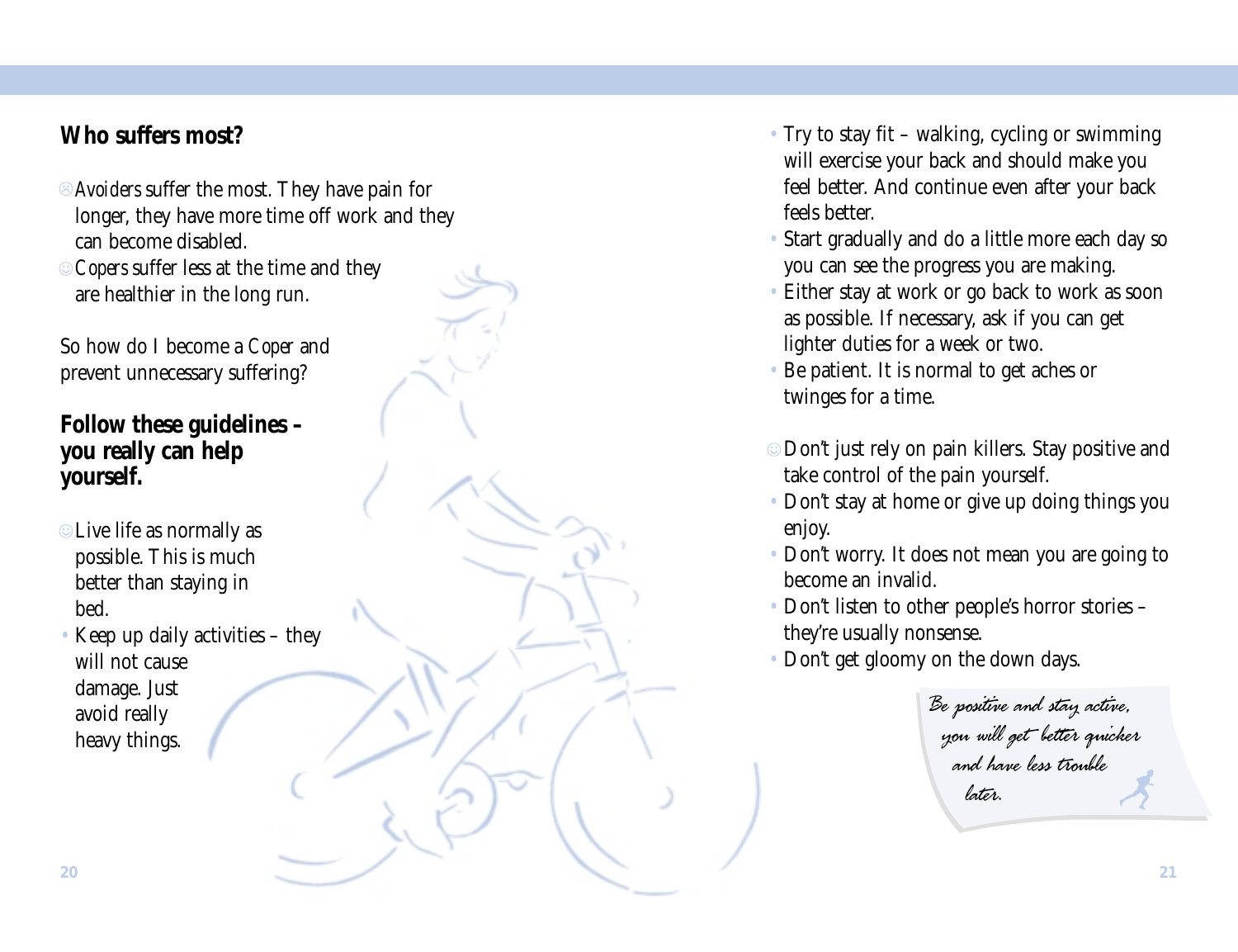## Who suffers most?

- ☹ *Avoiders* suffer the most. They have pain for longer, they have more time off work and they can become disabled.
- ☺ *Copers* suffer less at the time and they are healthier in the long run.

So how do I become a *Coper* and prevent unnecessary suffering?

## Follow these guidelines – you really can help yourself.

- ☺ Live life as normally as possible. This is much better than staying in bed.
- Keep up daily activities – they will not cause damage. Just avoid really heavy things.
- Try to stay fit – walking, cycling or swimming will exercise your back and should make you feel better. And continue even after your back feels better.
- Start gradually and do a little more each day so you can see the progress you are making.
- Either stay at work or go back to work as soon as possible. If necessary, ask if you can get lighter duties for a week or two.
- Be patient. It is normal to get aches or twinges for a time.

- ☺ Don't just rely on pain killers. Stay positive and take control of the pain yourself.
- Don't stay at home or give up doing things you enjoy.
- Don't worry. It does not mean you are going to become an invalid.
- Don't listen to other people's horror stories – they're usually nonsense.
- Don't get gloomy on the down days.

*Be positive and stay active, you will get better quicker and have less trouble later.*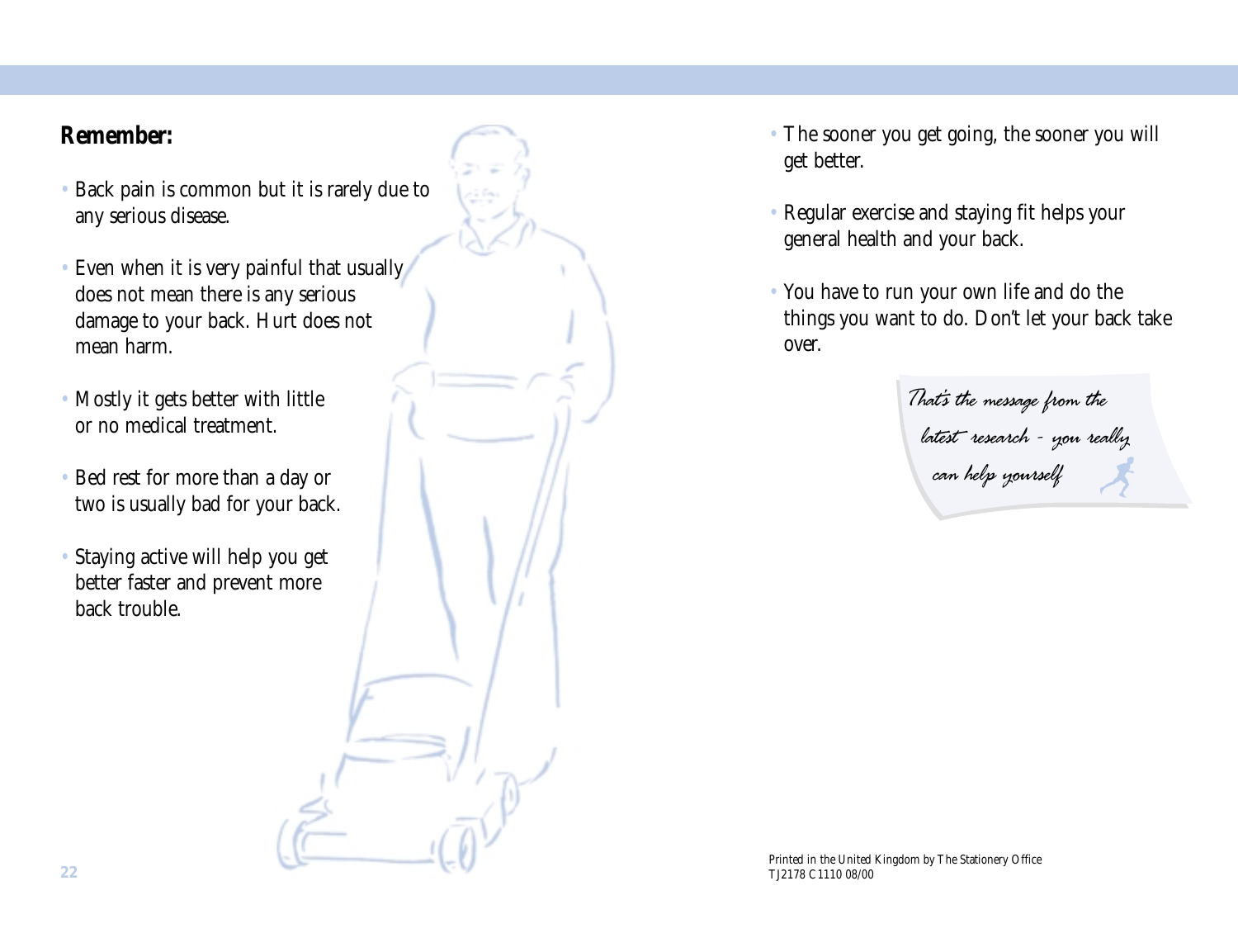**Remember:**

- Back pain is common but it is rarely due to any serious disease.
- Even when it is very painful that usually does not mean there is any serious damage to your back. Hurt does not mean harm.
- Mostly it gets better with little or no medical treatment.
- Bed rest for more than a day or two is usually bad for your back.
- Staying active will help you get better faster and prevent more back trouble.
- The sooner you get going, the sooner you will get better.
- Regular exercise and staying fit helps your general health and your back.
- You have to run your own life and do the things you want to do. Don't let your back take over.

*That's the message from the latest research - you really can help yourself*

Printed in the United Kingdom by The Stationery Office
TJ2178 C1110 08/00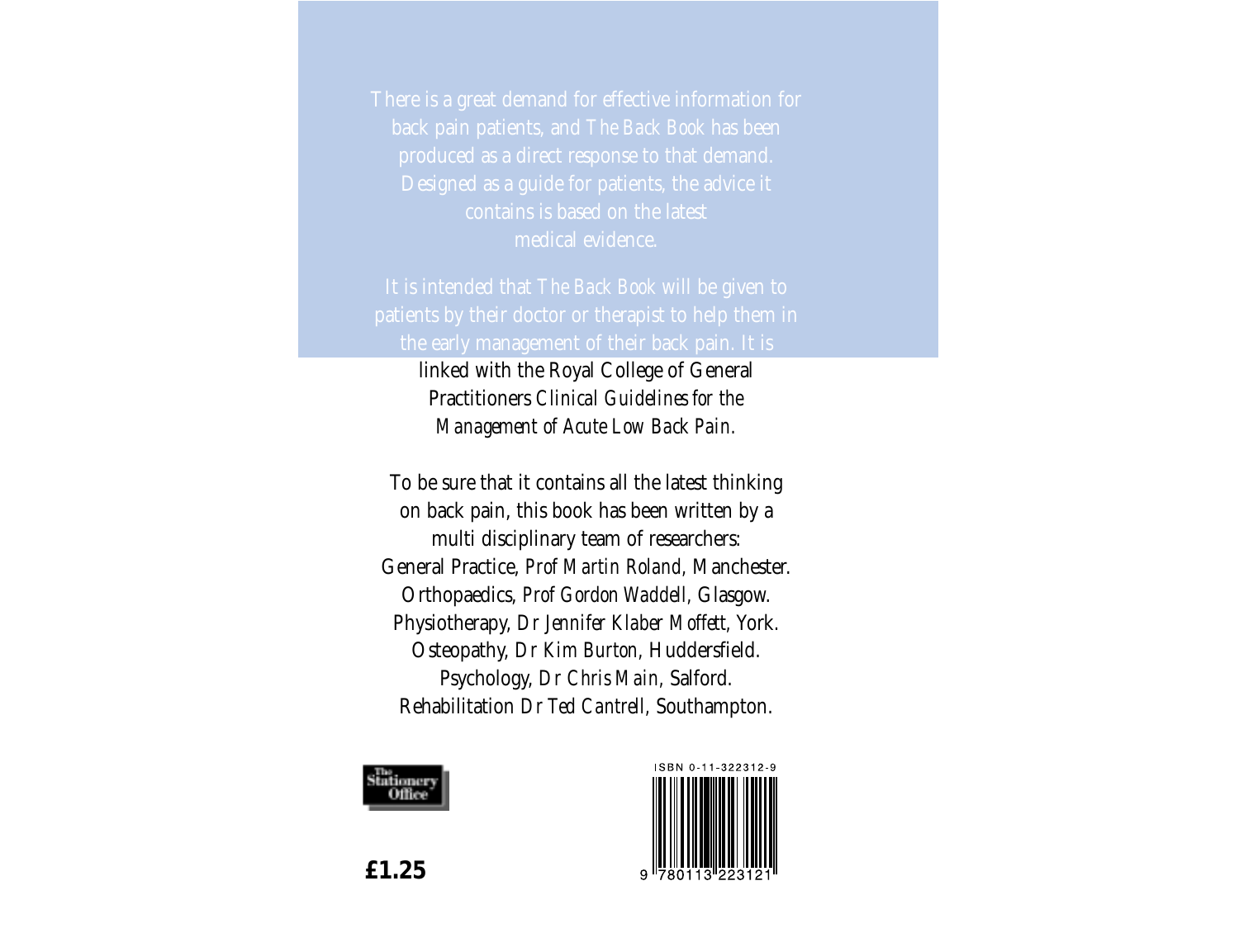There is a great demand for effective information for back pain patients, and *The Back Book* has been produced as a direct response to that demand. Designed as a guide for patients, the advice it contains is based on the latest medical evidence.

It is intended that *The Back Book* will be given to patients by their doctor or therapist to help them in the early management of their back pain. It is linked with the Royal College of General Practitioners *Clinical Guidelines for the Management of Acute Low Back Pain*.

To be sure that it contains all the latest thinking on back pain, this book has been written by a multi disciplinary team of researchers:
General Practice, *Prof Martin Roland*, Manchester.
Orthopaedics, *Prof Gordon Waddell*, Glasgow.
Physiotherapy, *Dr Jennifer Klaber Moffett*, York.
Osteopathy, *Dr Kim Burton*, Huddersfield.
Psychology, *Dr Chris Main*, Salford.
Rehabilitation *Dr Ted Cantrell*, Southampton.

The Stationery Office

ISBN 0-11-322312-9

9 780113 223121

**£1.25**